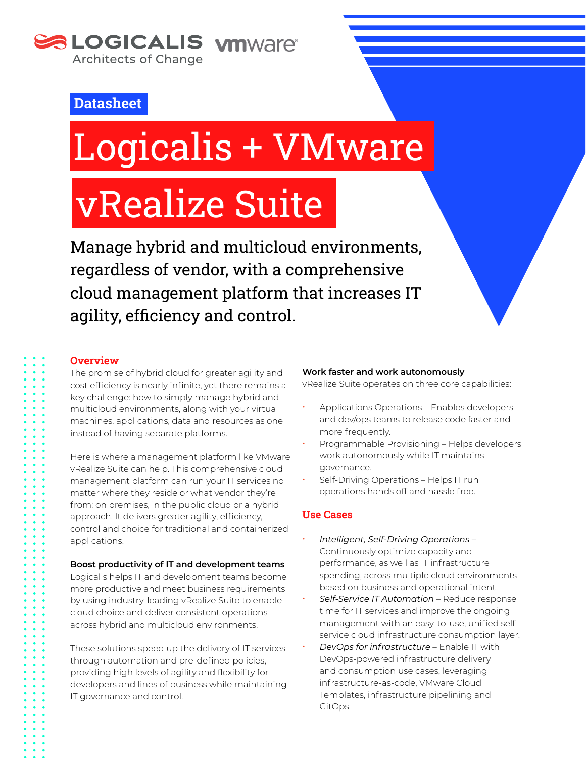Datasheet

# Logicalis + VMware vRealize Suite

Manage hybrid and multicloud environments, regardless of vendor, with a comprehensive cloud management platform that increases IT agility, efficiency and control.

## Overview

The promise of hybrid cloud for greater agility and cost efficiency is nearly infinite, yet there remains a key challenge: how to simply manage hybrid and multicloud environments, along with your virtual machines, applications, data and resources as one instead of having separate platforms.

Here is where a management platform like VMware vRealize Suite can help. This comprehensive cloud management platform can run your IT services no matter where they reside or what vendor they're from: on premises, in the public cloud or a hybrid approach. It delivers greater agility, efficiency, control and choice for traditional and containerized applications.

**Boost productivity of IT and development teams**

Logicalis helps IT and development teams become more productive and meet business requirements by using industry-leading vRealize Suite to enable cloud choice and deliver consistent operations across hybrid and multicloud environments.

These solutions speed up the delivery of IT services through automation and pre-defined policies, providing high levels of agility and flexibility for developers and lines of business while maintaining IT governance and control.

**Work faster and work autonomously**

vRealize Suite operates on three core capabilities:

- Applications Operations – Enables developers and dev/ops teams to release code faster and more frequently.
- Programmable Provisioning – Helps developers work autonomously while IT maintains governance.
- Self-Driving Operations – Helps IT run operations hands off and hassle free.

## Use Cases

- *Intelligent, Self-Driving Operations* – Continuously optimize capacity and performance, as well as IT infrastructure spending, across multiple cloud environments based on business and operational intent
- *Self-Service IT Automation* – Reduce response time for IT services and improve the ongoing management with an easy-to-use, unified self-service cloud infrastructure consumption layer.
- *DevOps for infrastructure* – Enable IT with DevOps-powered infrastructure delivery and consumption use cases, leveraging infrastructure-as-code, VMware Cloud Templates, infrastructure pipelining and GitOps.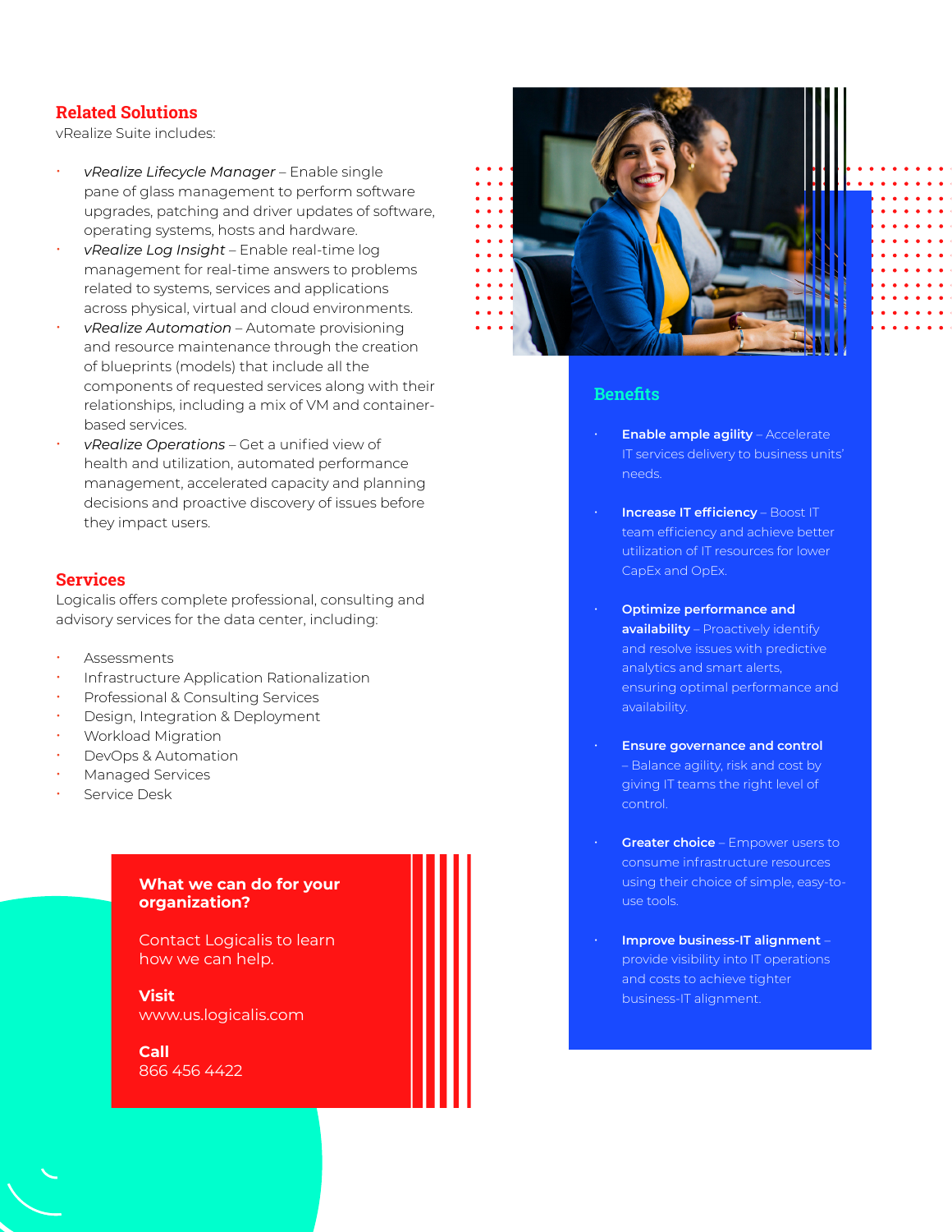## Related Solutions

vRealize Suite includes:

- *vRealize Lifecycle Manager* – Enable single pane of glass management to perform software upgrades, patching and driver updates of software, operating systems, hosts and hardware.
- *vRealize Log Insight* – Enable real-time log management for real-time answers to problems related to systems, services and applications across physical, virtual and cloud environments.
- *vRealize Automation* – Automate provisioning and resource maintenance through the creation of blueprints (models) that include all the components of requested services along with their relationships, including a mix of VM and container-based services.
- *vRealize Operations* – Get a unified view of health and utilization, automated performance management, accelerated capacity and planning decisions and proactive discovery of issues before they impact users.

## Services

Logicalis offers complete professional, consulting and advisory services for the data center, including:

- Assessments
- Infrastructure Application Rationalization
- Professional & Consulting Services
- Design, Integration & Deployment
- Workload Migration
- DevOps & Automation
- Managed Services
- Service Desk

**What we can do for your organization?**

Contact Logicalis to learn how we can help.

**Visit**
www.us.logicalis.com

**Call**
866 456 4422

## Benefits

- **Enable ample agility** – Accelerate IT services delivery to business units' needs.
- **Increase IT efficiency** – Boost IT team efficiency and achieve better utilization of IT resources for lower CapEx and OpEx.
- **Optimize performance and availability** – Proactively identify and resolve issues with predictive analytics and smart alerts, ensuring optimal performance and availability.
- **Ensure governance and control** – Balance agility, risk and cost by giving IT teams the right level of control.
- **Greater choice** – Empower users to consume infrastructure resources using their choice of simple, easy-to-use tools.
- **Improve business-IT alignment** – provide visibility into IT operations and costs to achieve tighter business-IT alignment.